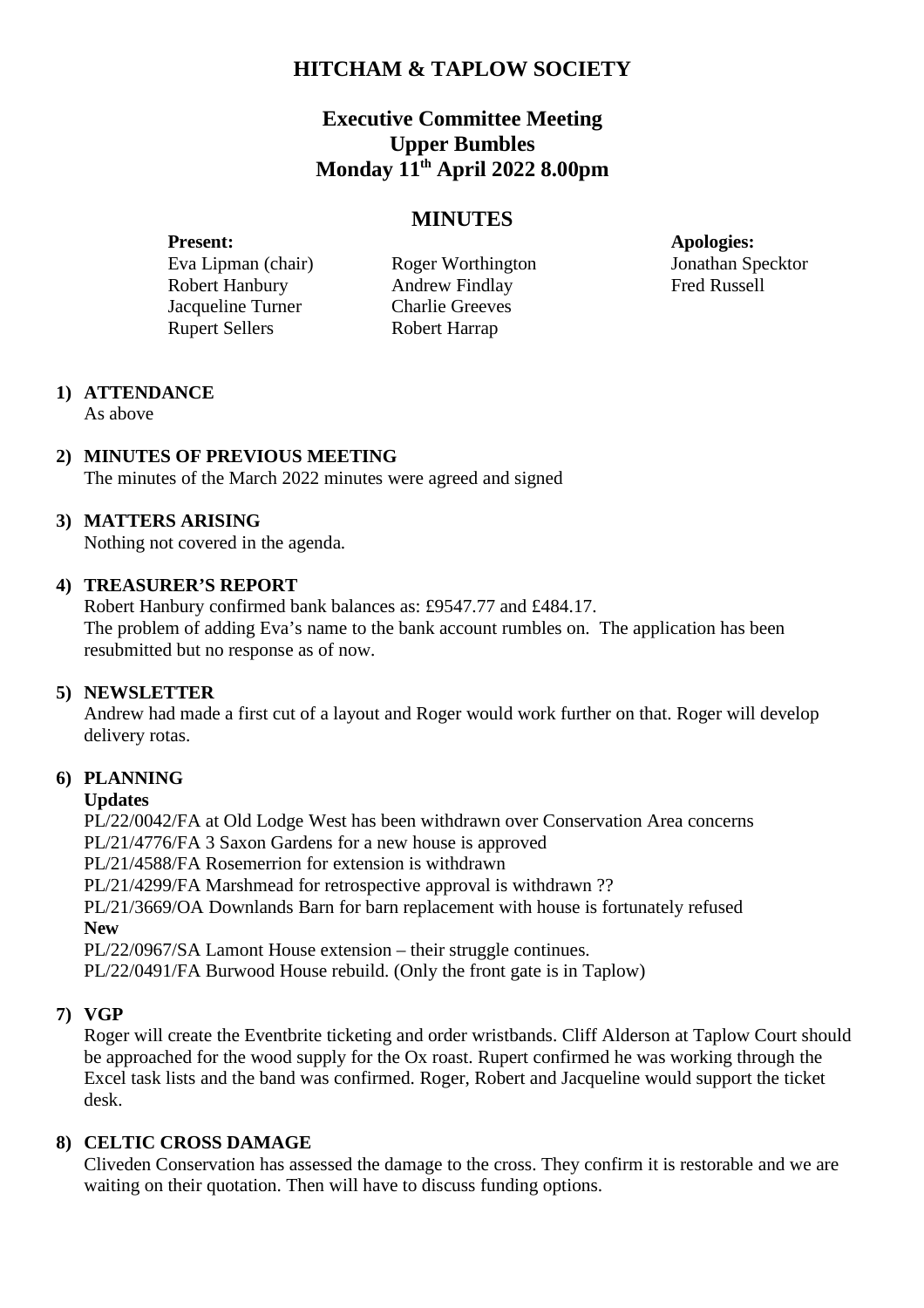# HITCHAM & TAPLOW SOCIETY

## Executive Committee Meeting
## Upper Bumbles
## Monday 11th April 2022 8.00pm

## MINUTES

**Present:**

Eva Lipman (chair)
Robert Hanbury
Jacqueline Turner
Rupert Sellers
Roger Worthington
Andrew Findlay
Charlie Greeves
Robert Harrap

**Apologies:**

Jonathan Specktor
Fred Russell

1) **ATTENDANCE**
   As above

2) **MINUTES OF PREVIOUS MEETING**
   The minutes of the March 2022 minutes were agreed and signed

3) **MATTERS ARISING**
   Nothing not covered in the agenda.

4) **TREASURER'S REPORT**
   Robert Hanbury confirmed bank balances as: £9547.77 and £484.17.
   The problem of adding Eva's name to the bank account rumbles on. The application has been resubmitted but no response as of now.

5) **NEWSLETTER**
   Andrew had made a first cut of a layout and Roger would work further on that. Roger will develop delivery rotas.

6) **PLANNING**
   **Updates**
   PL/22/0042/FA at Old Lodge West has been withdrawn over Conservation Area concerns
   PL/21/4776/FA 3 Saxon Gardens for a new house is approved
   PL/21/4588/FA Rosemerrion for extension is withdrawn
   PL/21/4299/FA Marshmead for retrospective approval is withdrawn ??
   PL/21/3669/OA Downlands Barn for barn replacement with house is fortunately refused
   **New**
   PL/22/0967/SA Lamont House extension – their struggle continues.
   PL/22/0491/FA Burwood House rebuild. (Only the front gate is in Taplow)

7) **VGP**
   Roger will create the Eventbrite ticketing and order wristbands. Cliff Alderson at Taplow Court should be approached for the wood supply for the Ox roast. Rupert confirmed he was working through the Excel task lists and the band was confirmed. Roger, Robert and Jacqueline would support the ticket desk.

8) **CELTIC CROSS DAMAGE**
   Cliveden Conservation has assessed the damage to the cross. They confirm it is restorable and we are waiting on their quotation. Then will have to discuss funding options.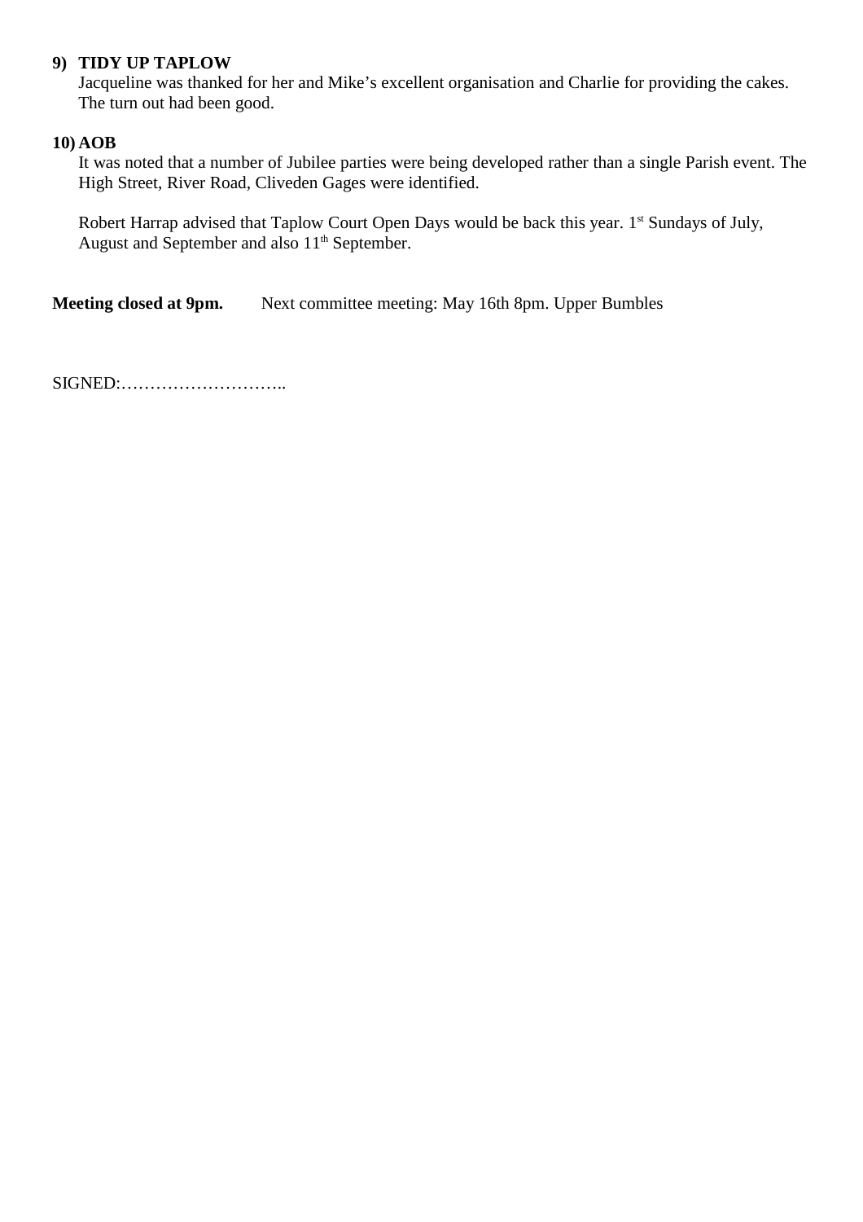**9) TIDY UP TAPLOW**

Jacqueline was thanked for her and Mike's excellent organisation and Charlie for providing the cakes. The turn out had been good.

**10) AOB**

It was noted that a number of Jubilee parties were being developed rather than a single Parish event. The High Street, River Road, Cliveden Gages were identified.

Robert Harrap advised that Taplow Court Open Days would be back this year. 1st Sundays of July, August and September and also 11th September.

**Meeting closed at 9pm.** Next committee meeting: May 16th 8pm. Upper Bumbles

SIGNED:………………………..